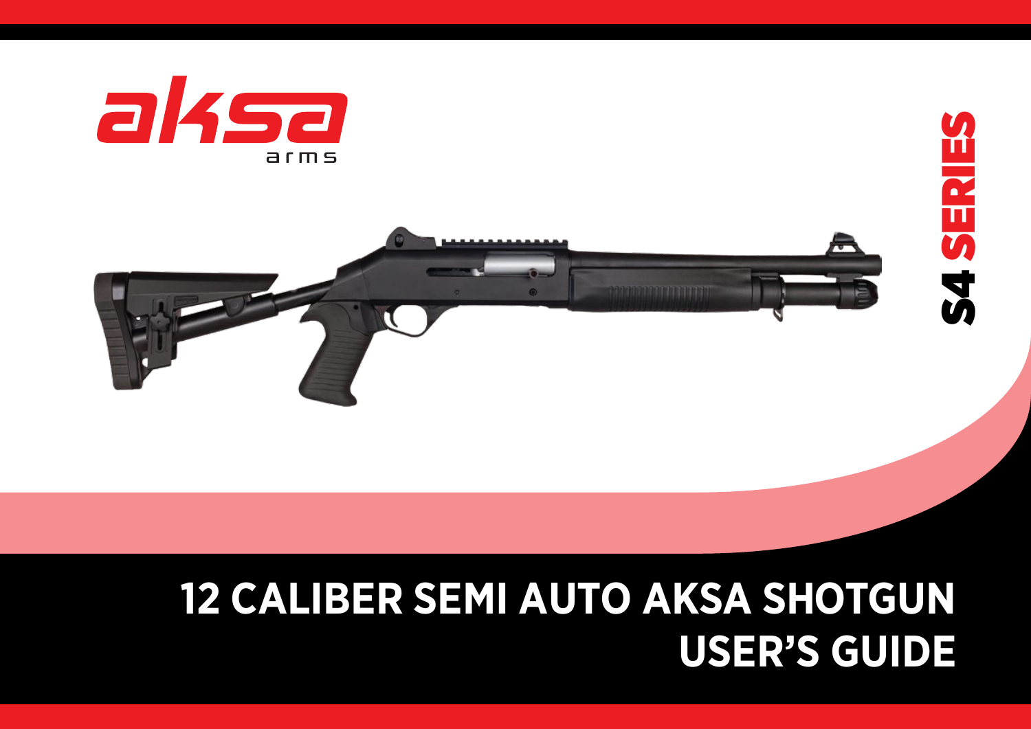aksa
arms

S4 SERIES

# 12 CALIBER SEMI AUTO AKSA SHOTGUN USER'S GUIDE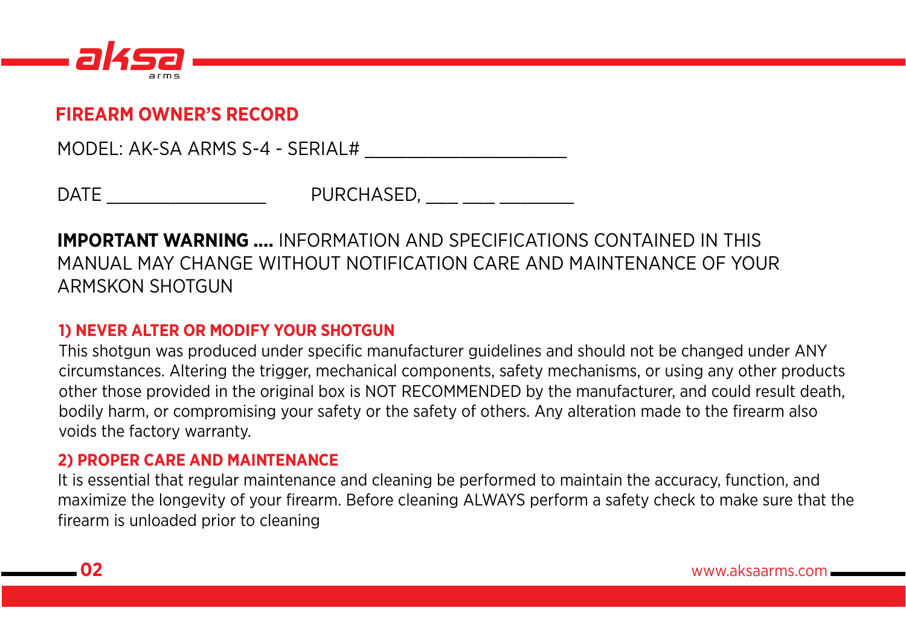## FIREARM OWNER'S RECORD

MODEL: AK-SA ARMS S-4 - SERIAL# ____________________

DATE ________________ PURCHASED, ___ ___ ________

**IMPORTANT WARNING ....** INFORMATION AND SPECIFICATIONS CONTAINED IN THIS MANUAL MAY CHANGE WITHOUT NOTIFICATION CARE AND MAINTENANCE OF YOUR ARMSKON SHOTGUN

### 1) NEVER ALTER OR MODIFY YOUR SHOTGUN

This shotgun was produced under specific manufacturer guidelines and should not be changed under ANY circumstances. Altering the trigger, mechanical components, safety mechanisms, or using any other products other those provided in the original box is NOT RECOMMENDED by the manufacturer, and could result death, bodily harm, or compromising your safety or the safety of others. Any alteration made to the firearm also voids the factory warranty.

### 2) PROPER CARE AND MAINTENANCE

It is essential that regular maintenance and cleaning be performed to maintain the accuracy, function, and maximize the longevity of your firearm. Before cleaning ALWAYS perform a safety check to make sure that the firearm is unloaded prior to cleaning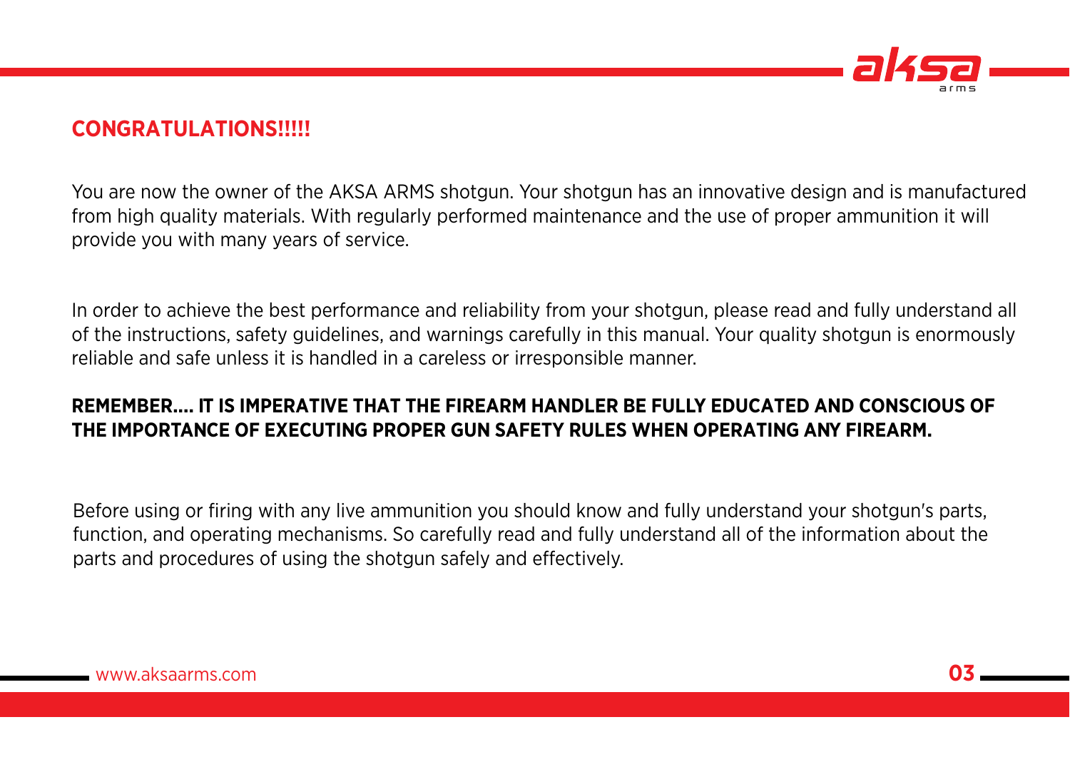## CONGRATULATIONS!!!!!

You are now the owner of the AKSA ARMS shotgun. Your shotgun has an innovative design and is manufactured from high quality materials. With regularly performed maintenance and the use of proper ammunition it will provide you with many years of service.

In order to achieve the best performance and reliability from your shotgun, please read and fully understand all of the instructions, safety guidelines, and warnings carefully in this manual. Your quality shotgun is enormously reliable and safe unless it is handled in a careless or irresponsible manner.

**REMEMBER.... IT IS IMPERATIVE THAT THE FIREARM HANDLER BE FULLY EDUCATED AND CONSCIOUS OF THE IMPORTANCE OF EXECUTING PROPER GUN SAFETY RULES WHEN OPERATING ANY FIREARM.**

Before using or firing with any live ammunition you should know and fully understand your shotgun's parts, function, and operating mechanisms. So carefully read and fully understand all of the information about the parts and procedures of using the shotgun safely and effectively.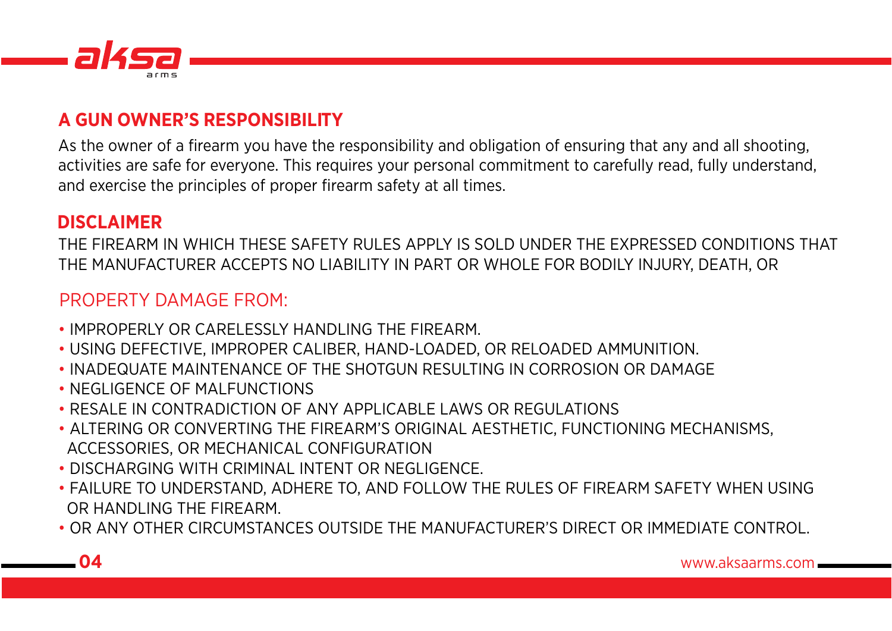## A GUN OWNER'S RESPONSIBILITY

As the owner of a firearm you have the responsibility and obligation of ensuring that any and all shooting, activities are safe for everyone. This requires your personal commitment to carefully read, fully understand, and exercise the principles of proper firearm safety at all times.

## DISCLAIMER

THE FIREARM IN WHICH THESE SAFETY RULES APPLY IS SOLD UNDER THE EXPRESSED CONDITIONS THAT THE MANUFACTURER ACCEPTS NO LIABILITY IN PART OR WHOLE FOR BODILY INJURY, DEATH, OR

PROPERTY DAMAGE FROM:

- IMPROPERLY OR CARELESSLY HANDLING THE FIREARM.
- USING DEFECTIVE, IMPROPER CALIBER, HAND-LOADED, OR RELOADED AMMUNITION.
- INADEQUATE MAINTENANCE OF THE SHOTGUN RESULTING IN CORROSION OR DAMAGE
- NEGLIGENCE OF MALFUNCTIONS
- RESALE IN CONTRADICTION OF ANY APPLICABLE LAWS OR REGULATIONS
- ALTERING OR CONVERTING THE FIREARM'S ORIGINAL AESTHETIC, FUNCTIONING MECHANISMS, ACCESSORIES, OR MECHANICAL CONFIGURATION
- DISCHARGING WITH CRIMINAL INTENT OR NEGLIGENCE.
- FAILURE TO UNDERSTAND, ADHERE TO, AND FOLLOW THE RULES OF FIREARM SAFETY WHEN USING OR HANDLING THE FIREARM.
- OR ANY OTHER CIRCUMSTANCES OUTSIDE THE MANUFACTURER'S DIRECT OR IMMEDIATE CONTROL.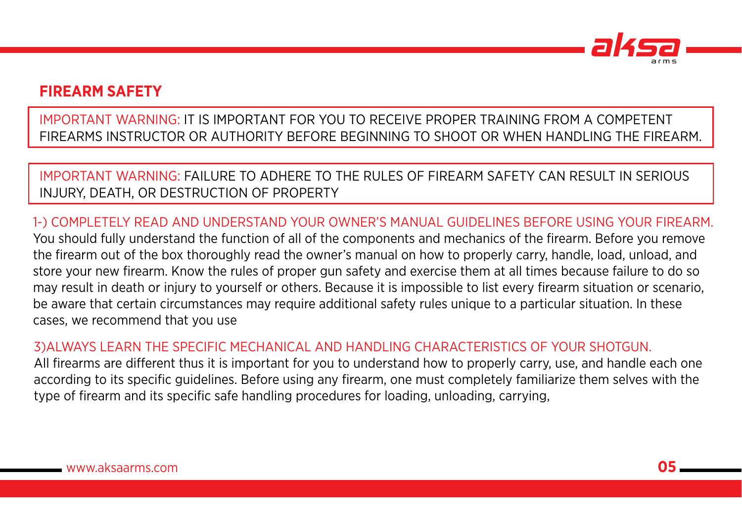## FIREARM SAFETY

IMPORTANT WARNING: IT IS IMPORTANT FOR YOU TO RECEIVE PROPER TRAINING FROM A COMPETENT FIREARMS INSTRUCTOR OR AUTHORITY BEFORE BEGINNING TO SHOOT OR WHEN HANDLING THE FIREARM.

IMPORTANT WARNING: FAILURE TO ADHERE TO THE RULES OF FIREARM SAFETY CAN RESULT IN SERIOUS INJURY, DEATH, OR DESTRUCTION OF PROPERTY

1-) COMPLETELY READ AND UNDERSTAND YOUR OWNER'S MANUAL GUIDELINES BEFORE USING YOUR FIREARM.

You should fully understand the function of all of the components and mechanics of the firearm. Before you remove the firearm out of the box thoroughly read the owner's manual on how to properly carry, handle, load, unload, and store your new firearm. Know the rules of proper gun safety and exercise them at all times because failure to do so may result in death or injury to yourself or others. Because it is impossible to list every firearm situation or scenario, be aware that certain circumstances may require additional safety rules unique to a particular situation. In these cases, we recommend that you use

3)ALWAYS LEARN THE SPECIFIC MECHANICAL AND HANDLING CHARACTERISTICS OF YOUR SHOTGUN.

All firearms are different thus it is important for you to understand how to properly carry, use, and handle each one according to its specific guidelines. Before using any firearm, one must completely familiarize them selves with the type of firearm and its specific safe handling procedures for loading, unloading, carrying,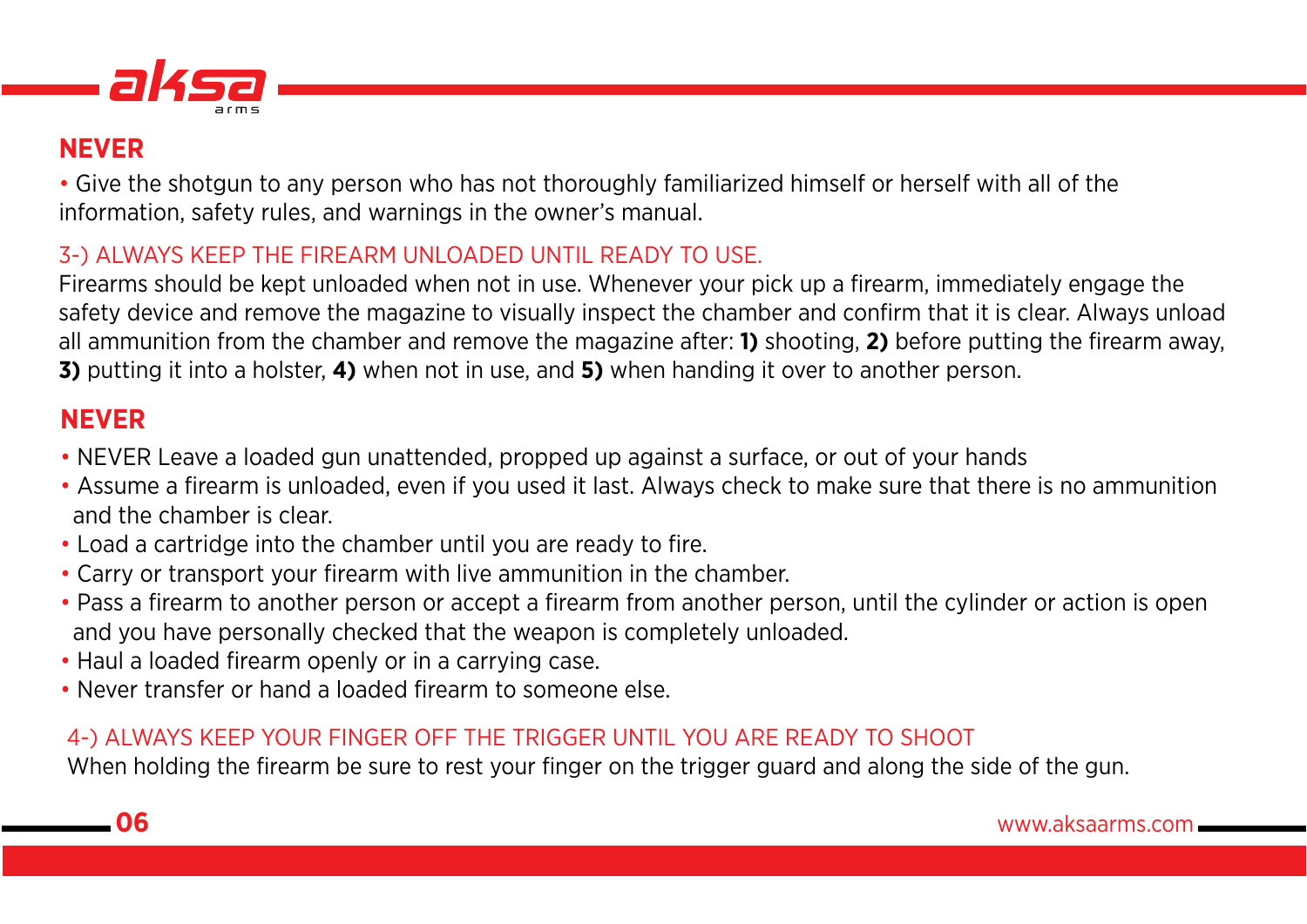## NEVER

- Give the shotgun to any person who has not thoroughly familiarized himself or herself with all of the information, safety rules, and warnings in the owner's manual.

### 3-) ALWAYS KEEP THE FIREARM UNLOADED UNTIL READY TO USE.

Firearms should be kept unloaded when not in use. Whenever your pick up a firearm, immediately engage the safety device and remove the magazine to visually inspect the chamber and confirm that it is clear. Always unload all ammunition from the chamber and remove the magazine after: **1)** shooting, **2)** before putting the firearm away, **3)** putting it into a holster, **4)** when not in use, and **5)** when handing it over to another person.

## NEVER

- NEVER Leave a loaded gun unattended, propped up against a surface, or out of your hands
- Assume a firearm is unloaded, even if you used it last. Always check to make sure that there is no ammunition and the chamber is clear.
- Load a cartridge into the chamber until you are ready to fire.
- Carry or transport your firearm with live ammunition in the chamber.
- Pass a firearm to another person or accept a firearm from another person, until the cylinder or action is open and you have personally checked that the weapon is completely unloaded.
- Haul a loaded firearm openly or in a carrying case.
- Never transfer or hand a loaded firearm to someone else.

### 4-) ALWAYS KEEP YOUR FINGER OFF THE TRIGGER UNTIL YOU ARE READY TO SHOOT

When holding the firearm be sure to rest your finger on the trigger guard and along the side of the gun.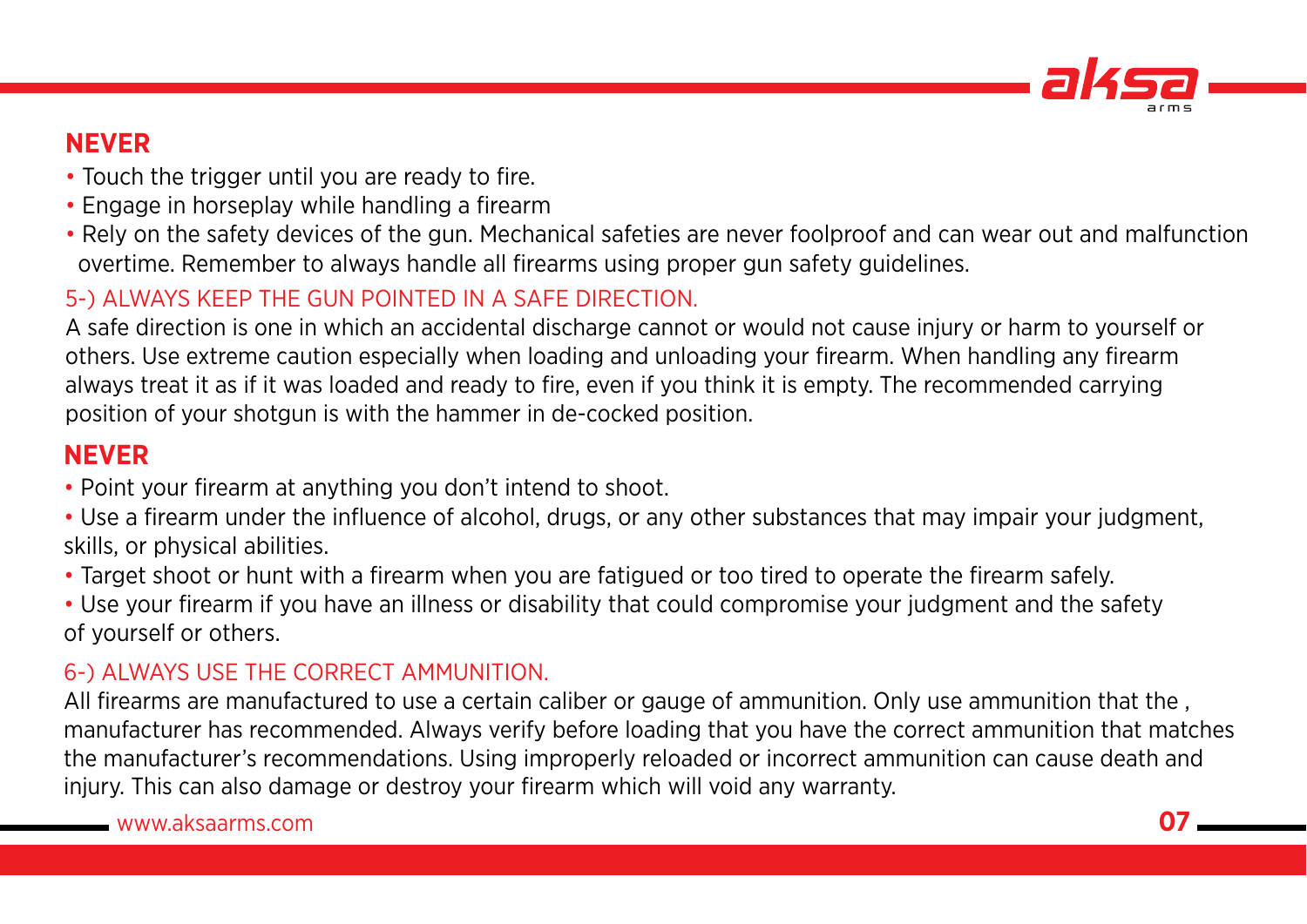## NEVER

- Touch the trigger until you are ready to fire.
- Engage in horseplay while handling a firearm
- Rely on the safety devices of the gun. Mechanical safeties are never foolproof and can wear out and malfunction overtime. Remember to always handle all firearms using proper gun safety guidelines.

### 5-) ALWAYS KEEP THE GUN POINTED IN A SAFE DIRECTION.

A safe direction is one in which an accidental discharge cannot or would not cause injury or harm to yourself or others. Use extreme caution especially when loading and unloading your firearm. When handling any firearm always treat it as if it was loaded and ready to fire, even if you think it is empty. The recommended carrying position of your shotgun is with the hammer in de-cocked position.

## NEVER

- Point your firearm at anything you don't intend to shoot.
- Use a firearm under the influence of alcohol, drugs, or any other substances that may impair your judgment, skills, or physical abilities.
- Target shoot or hunt with a firearm when you are fatigued or too tired to operate the firearm safely.
- Use your firearm if you have an illness or disability that could compromise your judgment and the safety of yourself or others.

### 6-) ALWAYS USE THE CORRECT AMMUNITION.

All firearms are manufactured to use a certain caliber or gauge of ammunition. Only use ammunition that the , manufacturer has recommended. Always verify before loading that you have the correct ammunition that matches the manufacturer's recommendations. Using improperly reloaded or incorrect ammunition can cause death and injury. This can also damage or destroy your firearm which will void any warranty.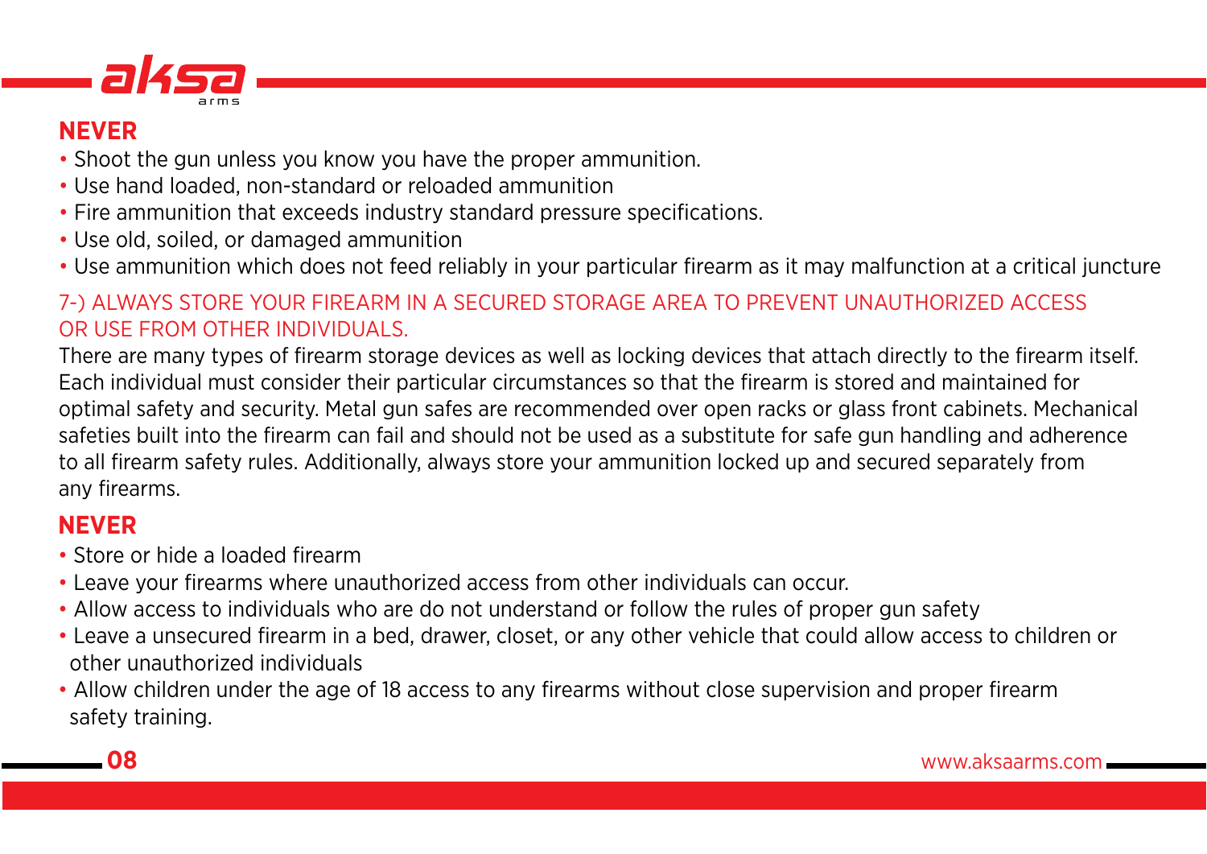## NEVER

- Shoot the gun unless you know you have the proper ammunition.
- Use hand loaded, non-standard or reloaded ammunition
- Fire ammunition that exceeds industry standard pressure specifications.
- Use old, soiled, or damaged ammunition
- Use ammunition which does not feed reliably in your particular firearm as it may malfunction at a critical juncture

### 7-) ALWAYS STORE YOUR FIREARM IN A SECURED STORAGE AREA TO PREVENT UNAUTHORIZED ACCESS OR USE FROM OTHER INDIVIDUALS.

There are many types of firearm storage devices as well as locking devices that attach directly to the firearm itself. Each individual must consider their particular circumstances so that the firearm is stored and maintained for optimal safety and security. Metal gun safes are recommended over open racks or glass front cabinets. Mechanical safeties built into the firearm can fail and should not be used as a substitute for safe gun handling and adherence to all firearm safety rules. Additionally, always store your ammunition locked up and secured separately from any firearms.

## NEVER

- Store or hide a loaded firearm
- Leave your firearms where unauthorized access from other individuals can occur.
- Allow access to individuals who are do not understand or follow the rules of proper gun safety
- Leave a unsecured firearm in a bed, drawer, closet, or any other vehicle that could allow access to children or other unauthorized individuals
- Allow children under the age of 18 access to any firearms without close supervision and proper firearm safety training.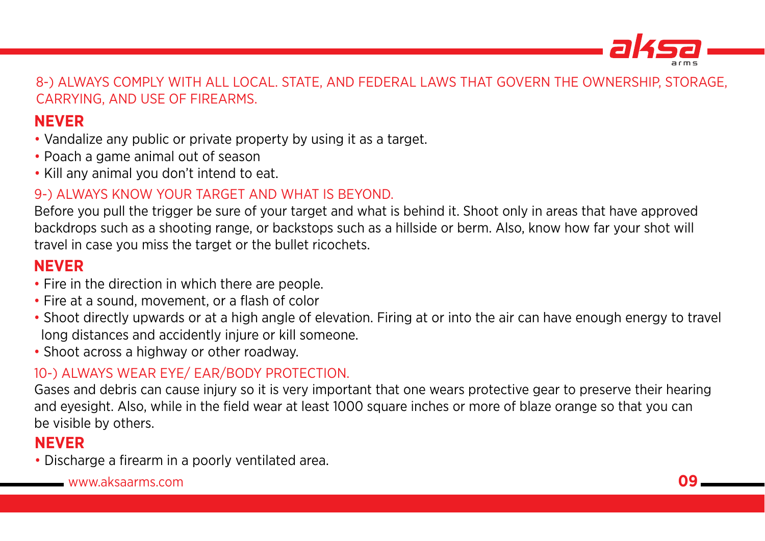8-) ALWAYS COMPLY WITH ALL LOCAL. STATE, AND FEDERAL LAWS THAT GOVERN THE OWNERSHIP, STORAGE, CARRYING, AND USE OF FIREARMS.

**NEVER**

- Vandalize any public or private property by using it as a target.
- Poach a game animal out of season
- Kill any animal you don't intend to eat.

9-) ALWAYS KNOW YOUR TARGET AND WHAT IS BEYOND.

Before you pull the trigger be sure of your target and what is behind it. Shoot only in areas that have approved backdrops such as a shooting range, or backstops such as a hillside or berm. Also, know how far your shot will travel in case you miss the target or the bullet ricochets.

**NEVER**

- Fire in the direction in which there are people.
- Fire at a sound, movement, or a flash of color
- Shoot directly upwards or at a high angle of elevation. Firing at or into the air can have enough energy to travel long distances and accidently injure or kill someone.
- Shoot across a highway or other roadway.

10-) ALWAYS WEAR EYE/ EAR/BODY PROTECTION.

Gases and debris can cause injury so it is very important that one wears protective gear to preserve their hearing and eyesight. Also, while in the field wear at least 1000 square inches or more of blaze orange so that you can be visible by others.

**NEVER**

- Discharge a firearm in a poorly ventilated area.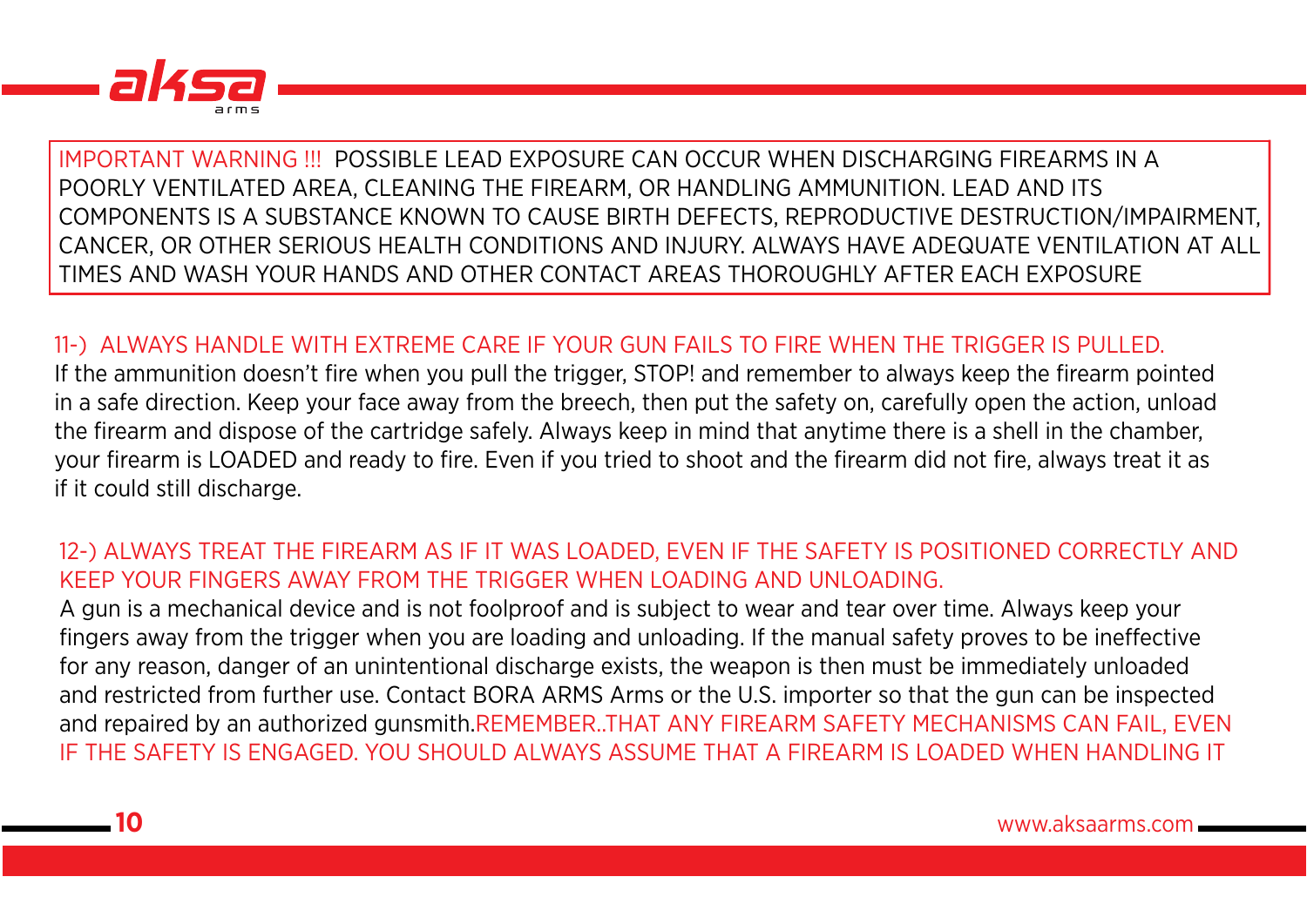IMPORTANT WARNING !!! POSSIBLE LEAD EXPOSURE CAN OCCUR WHEN DISCHARGING FIREARMS IN A POORLY VENTILATED AREA, CLEANING THE FIREARM, OR HANDLING AMMUNITION. LEAD AND ITS COMPONENTS IS A SUBSTANCE KNOWN TO CAUSE BIRTH DEFECTS, REPRODUCTIVE DESTRUCTION/IMPAIRMENT, CANCER, OR OTHER SERIOUS HEALTH CONDITIONS AND INJURY. ALWAYS HAVE ADEQUATE VENTILATION AT ALL TIMES AND WASH YOUR HANDS AND OTHER CONTACT AREAS THOROUGHLY AFTER EACH EXPOSURE

## 11-) ALWAYS HANDLE WITH EXTREME CARE IF YOUR GUN FAILS TO FIRE WHEN THE TRIGGER IS PULLED.

If the ammunition doesn't fire when you pull the trigger, STOP! and remember to always keep the firearm pointed in a safe direction. Keep your face away from the breech, then put the safety on, carefully open the action, unload the firearm and dispose of the cartridge safely. Always keep in mind that anytime there is a shell in the chamber, your firearm is LOADED and ready to fire. Even if you tried to shoot and the firearm did not fire, always treat it as if it could still discharge.

## 12-) ALWAYS TREAT THE FIREARM AS IF IT WAS LOADED, EVEN IF THE SAFETY IS POSITIONED CORRECTLY AND KEEP YOUR FINGERS AWAY FROM THE TRIGGER WHEN LOADING AND UNLOADING.

A gun is a mechanical device and is not foolproof and is subject to wear and tear over time. Always keep your fingers away from the trigger when you are loading and unloading. If the manual safety proves to be ineffective for any reason, danger of an unintentional discharge exists, the weapon is then must be immediately unloaded and restricted from further use. Contact BORA ARMS Arms or the U.S. importer so that the gun can be inspected and repaired by an authorized gunsmith.REMEMBER..THAT ANY FIREARM SAFETY MECHANISMS CAN FAIL, EVEN IF THE SAFETY IS ENGAGED. YOU SHOULD ALWAYS ASSUME THAT A FIREARM IS LOADED WHEN HANDLING IT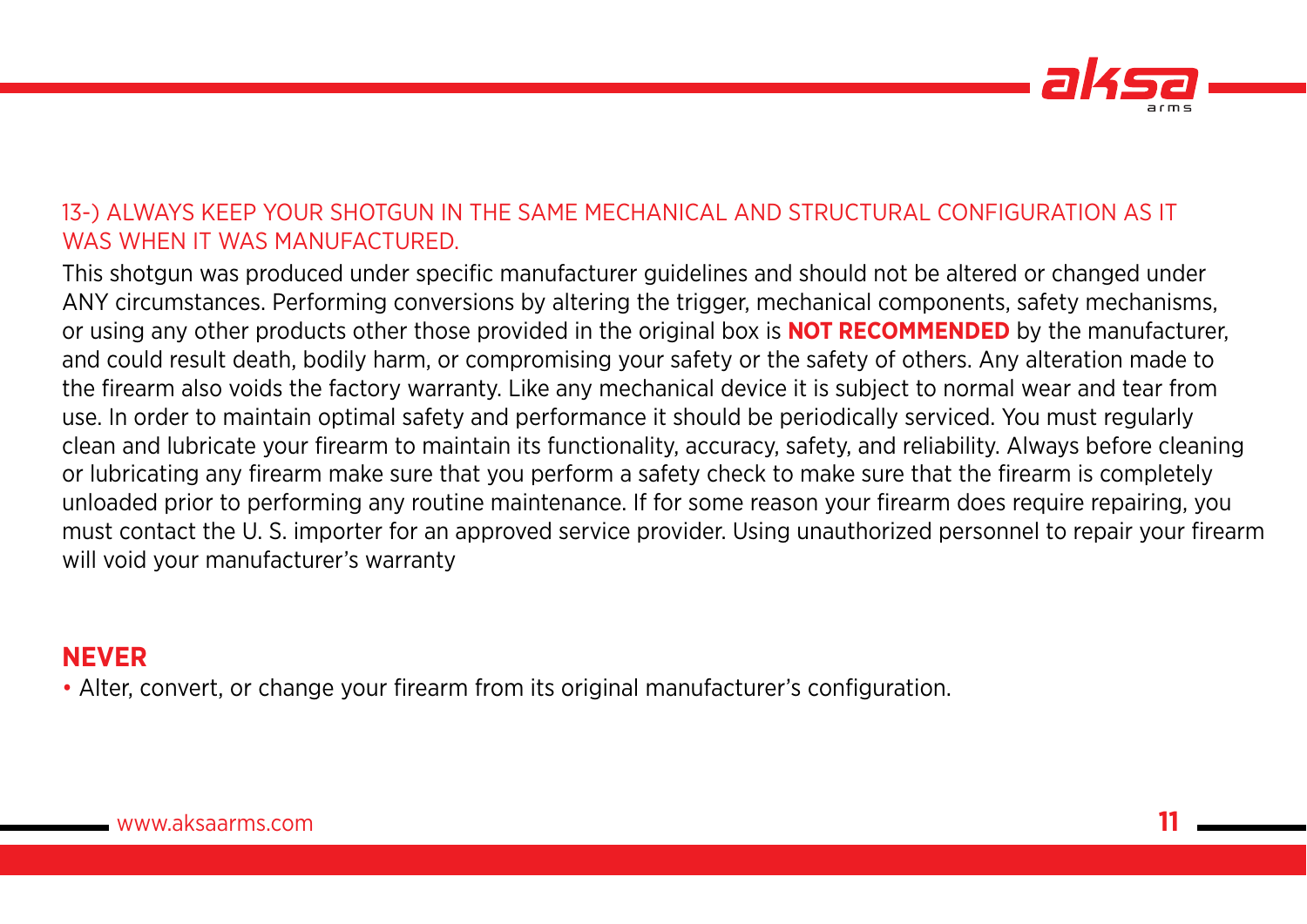## 13-) ALWAYS KEEP YOUR SHOTGUN IN THE SAME MECHANICAL AND STRUCTURAL CONFIGURATION AS IT WAS WHEN IT WAS MANUFACTURED.

This shotgun was produced under specific manufacturer guidelines and should not be altered or changed under ANY circumstances. Performing conversions by altering the trigger, mechanical components, safety mechanisms, or using any other products other those provided in the original box is **NOT RECOMMENDED** by the manufacturer, and could result death, bodily harm, or compromising your safety or the safety of others. Any alteration made to the firearm also voids the factory warranty. Like any mechanical device it is subject to normal wear and tear from use. In order to maintain optimal safety and performance it should be periodically serviced. You must regularly clean and lubricate your firearm to maintain its functionality, accuracy, safety, and reliability. Always before cleaning or lubricating any firearm make sure that you perform a safety check to make sure that the firearm is completely unloaded prior to performing any routine maintenance. If for some reason your firearm does require repairing, you must contact the U. S. importer for an approved service provider. Using unauthorized personnel to repair your firearm will void your manufacturer's warranty

**NEVER**

- Alter, convert, or change your firearm from its original manufacturer's configuration.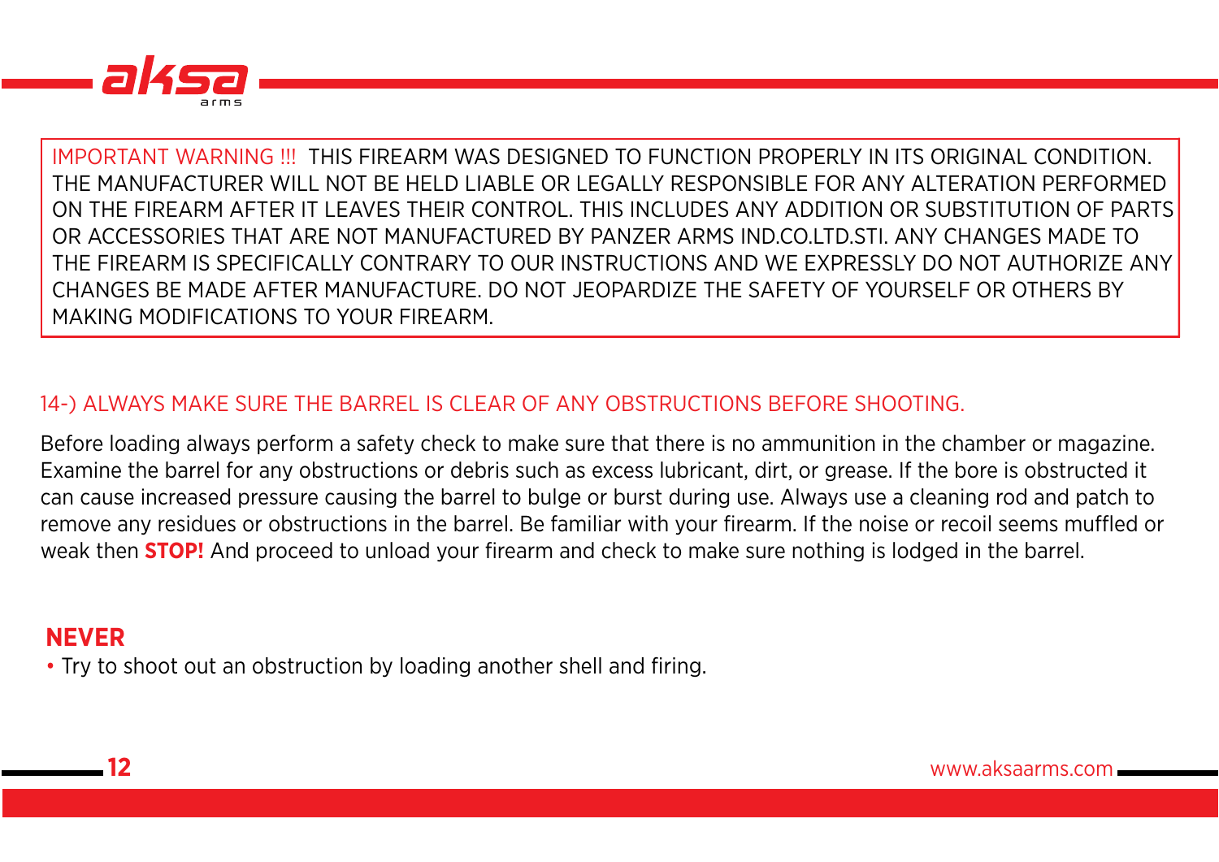IMPORTANT WARNING !!! THIS FIREARM WAS DESIGNED TO FUNCTION PROPERLY IN ITS ORIGINAL CONDITION. THE MANUFACTURER WILL NOT BE HELD LIABLE OR LEGALLY RESPONSIBLE FOR ANY ALTERATION PERFORMED ON THE FIREARM AFTER IT LEAVES THEIR CONTROL. THIS INCLUDES ANY ADDITION OR SUBSTITUTION OF PARTS OR ACCESSORIES THAT ARE NOT MANUFACTURED BY PANZER ARMS IND.CO.LTD.STI. ANY CHANGES MADE TO THE FIREARM IS SPECIFICALLY CONTRARY TO OUR INSTRUCTIONS AND WE EXPRESSLY DO NOT AUTHORIZE ANY CHANGES BE MADE AFTER MANUFACTURE. DO NOT JEOPARDIZE THE SAFETY OF YOURSELF OR OTHERS BY MAKING MODIFICATIONS TO YOUR FIREARM.

## 14-) ALWAYS MAKE SURE THE BARREL IS CLEAR OF ANY OBSTRUCTIONS BEFORE SHOOTING.

Before loading always perform a safety check to make sure that there is no ammunition in the chamber or magazine. Examine the barrel for any obstructions or debris such as excess lubricant, dirt, or grease. If the bore is obstructed it can cause increased pressure causing the barrel to bulge or burst during use. Always use a cleaning rod and patch to remove any residues or obstructions in the barrel. Be familiar with your firearm. If the noise or recoil seems muffled or weak then **STOP!** And proceed to unload your firearm and check to make sure nothing is lodged in the barrel.

**NEVER**

- Try to shoot out an obstruction by loading another shell and firing.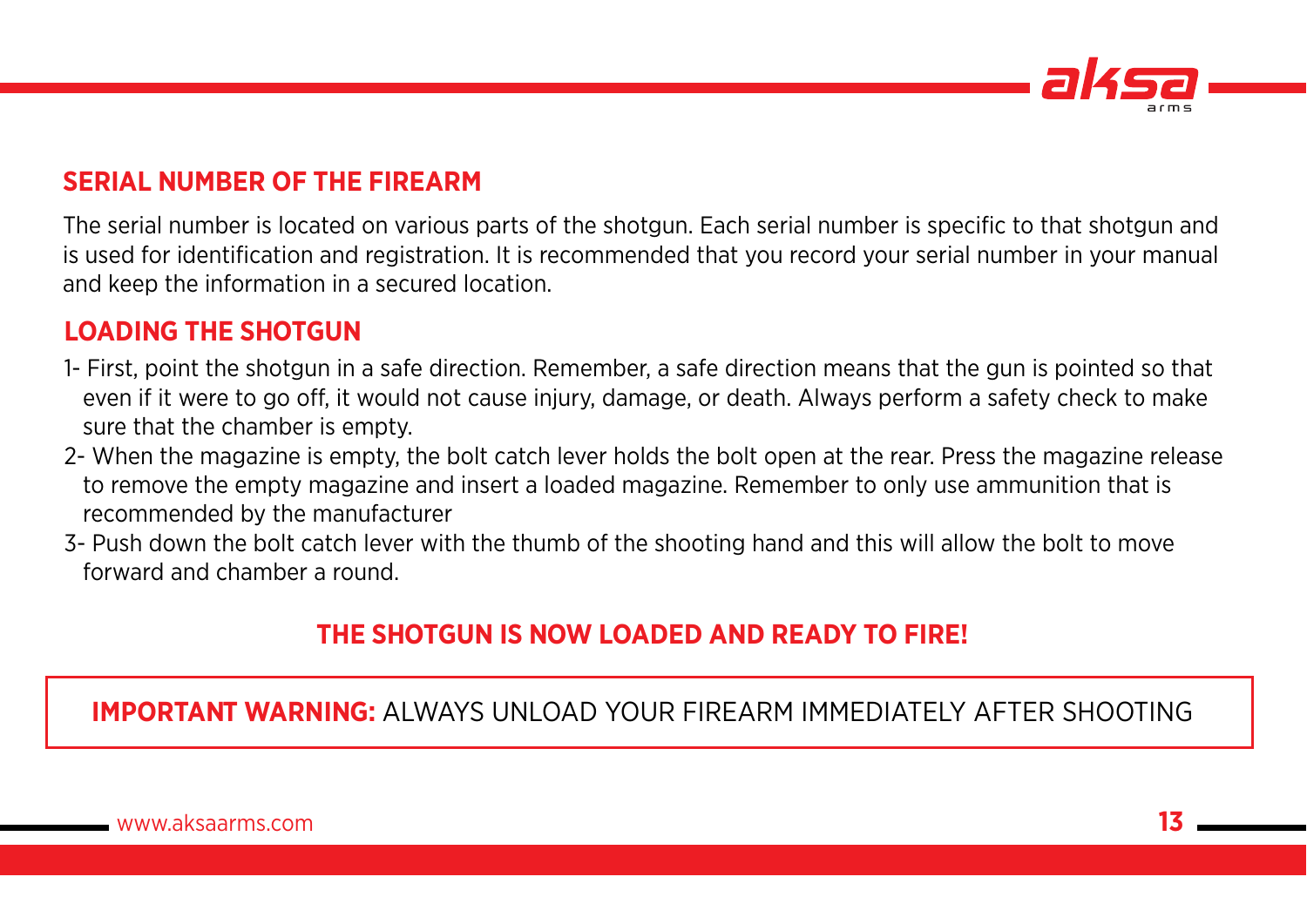## SERIAL NUMBER OF THE FIREARM

The serial number is located on various parts of the shotgun. Each serial number is specific to that shotgun and is used for identification and registration. It is recommended that you record your serial number in your manual and keep the information in a secured location.

## LOADING THE SHOTGUN

1- First, point the shotgun in a safe direction. Remember, a safe direction means that the gun is pointed so that even if it were to go off, it would not cause injury, damage, or death. Always perform a safety check to make sure that the chamber is empty.

2- When the magazine is empty, the bolt catch lever holds the bolt open at the rear. Press the magazine release to remove the empty magazine and insert a loaded magazine. Remember to only use ammunition that is recommended by the manufacturer

3- Push down the bolt catch lever with the thumb of the shooting hand and this will allow the bolt to move forward and chamber a round.

**THE SHOTGUN IS NOW LOADED AND READY TO FIRE!**

**IMPORTANT WARNING:** ALWAYS UNLOAD YOUR FIREARM IMMEDIATELY AFTER SHOOTING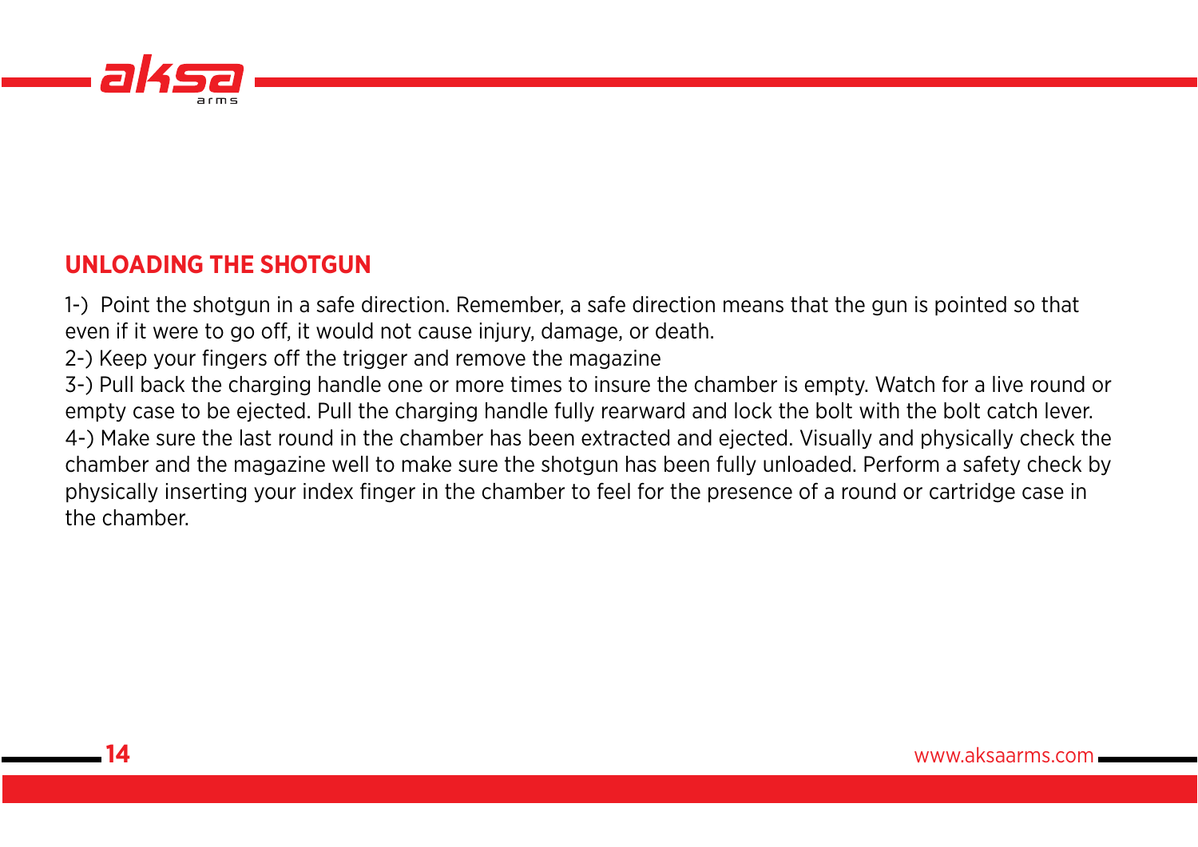## UNLOADING THE SHOTGUN

1-) Point the shotgun in a safe direction. Remember, a safe direction means that the gun is pointed so that even if it were to go off, it would not cause injury, damage, or death.
2-) Keep your fingers off the trigger and remove the magazine
3-) Pull back the charging handle one or more times to insure the chamber is empty. Watch for a live round or empty case to be ejected. Pull the charging handle fully rearward and lock the bolt with the bolt catch lever.
4-) Make sure the last round in the chamber has been extracted and ejected. Visually and physically check the chamber and the magazine well to make sure the shotgun has been fully unloaded. Perform a safety check by physically inserting your index finger in the chamber to feel for the presence of a round or cartridge case in the chamber.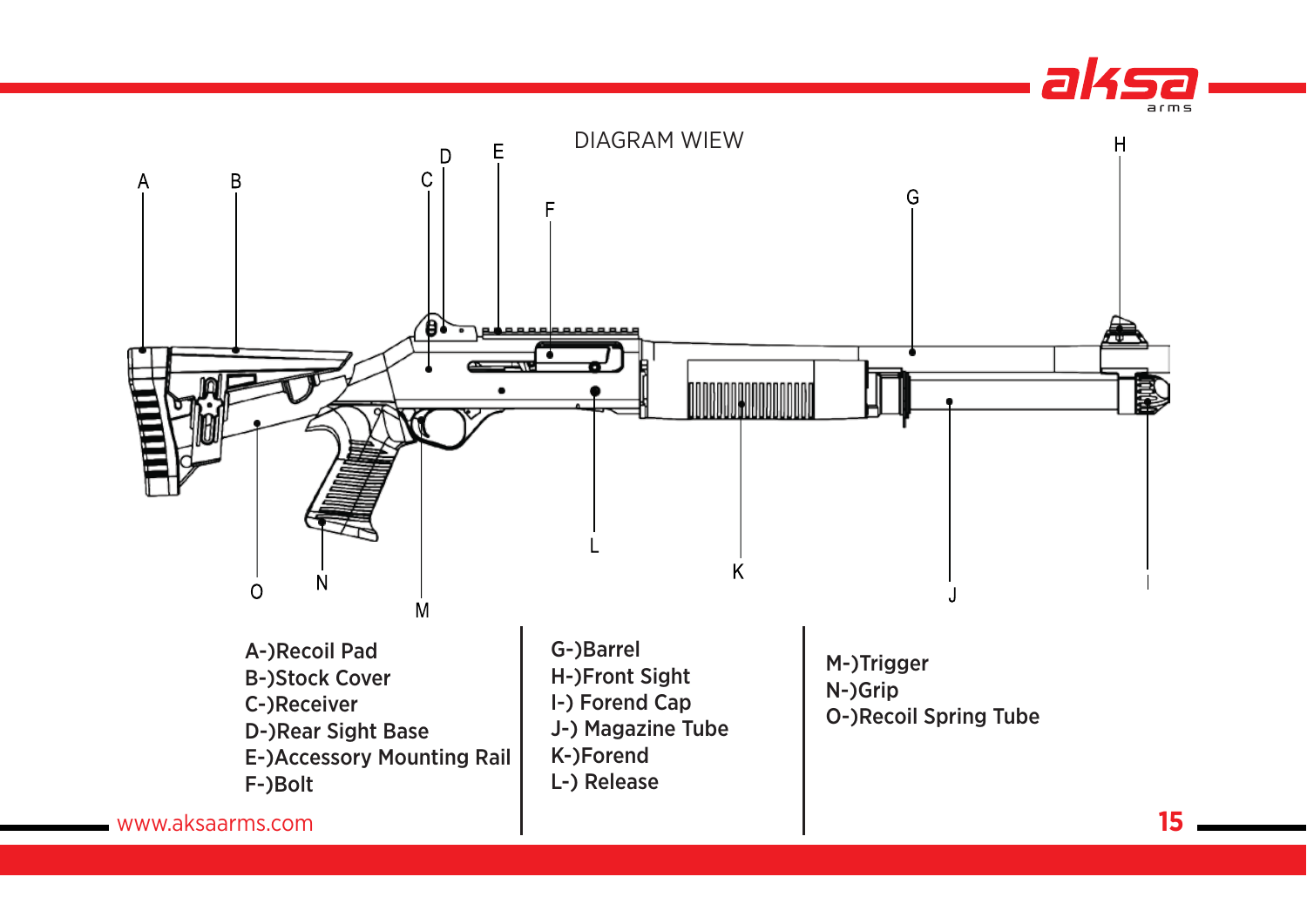DIAGRAM WIEW

A-)Recoil Pad
B-)Stock Cover
C-)Receiver
D-)Rear Sight Base
E-)Accessory Mounting Rail
F-)Bolt

G-)Barrel
H-)Front Sight
I-) Forend Cap
J-) Magazine Tube
K-)Forend
L-) Release

M-)Trigger
N-)Grip
O-)Recoil Spring Tube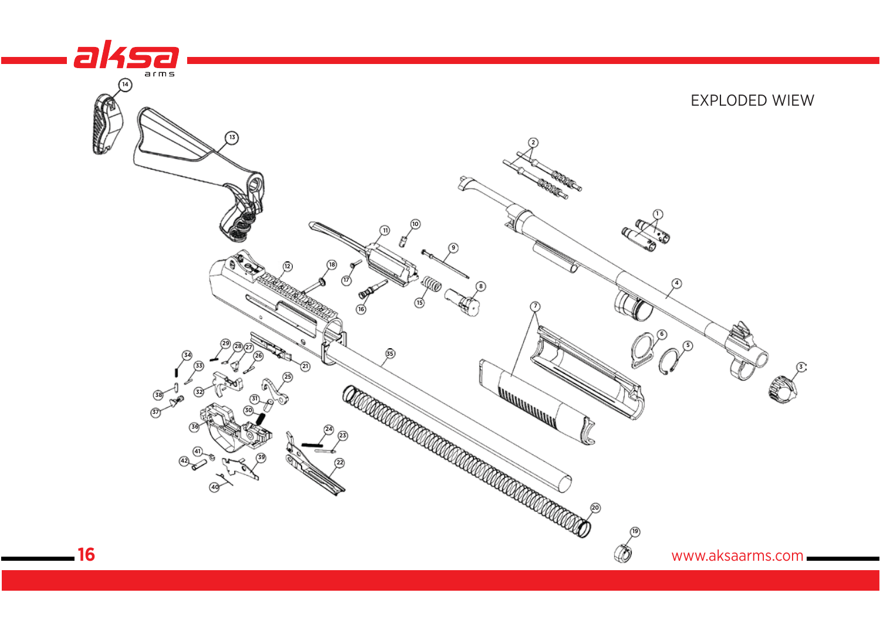EXPLODED WIEW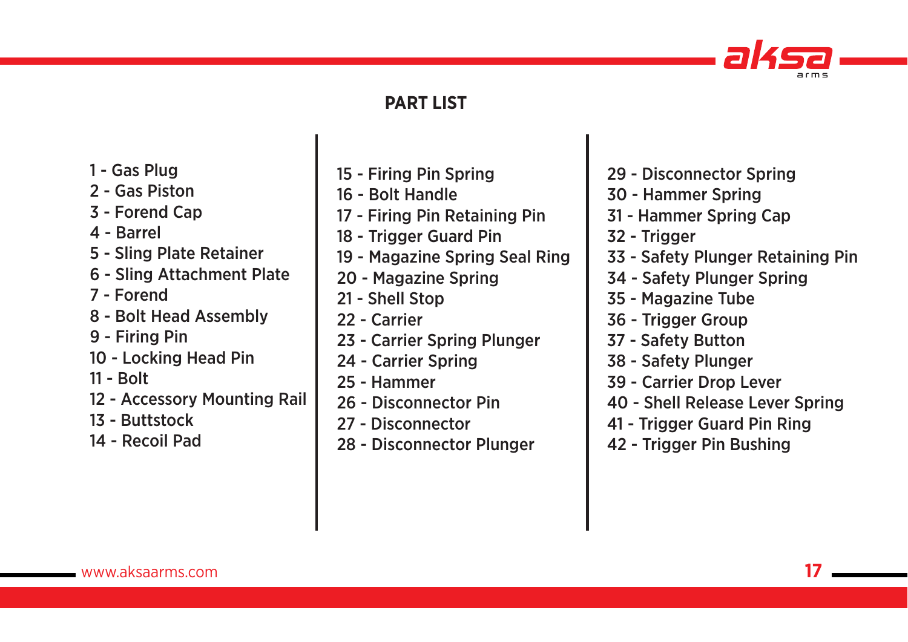## PART LIST

1 - Gas Plug
2 - Gas Piston
3 - Forend Cap
4 - Barrel
5 - Sling Plate Retainer
6 - Sling Attachment Plate
7 - Forend
8 - Bolt Head Assembly
9 - Firing Pin
10 - Locking Head Pin
11 - Bolt
12 - Accessory Mounting Rail
13 - Buttstock
14 - Recoil Pad
15 - Firing Pin Spring
16 - Bolt Handle
17 - Firing Pin Retaining Pin
18 - Trigger Guard Pin
19 - Magazine Spring Seal Ring
20 - Magazine Spring
21 - Shell Stop
22 - Carrier
23 - Carrier Spring Plunger
24 - Carrier Spring
25 - Hammer
26 - Disconnector Pin
27 - Disconnector
28 - Disconnector Plunger
29 - Disconnector Spring
30 - Hammer Spring
31 - Hammer Spring Cap
32 - Trigger
33 - Safety Plunger Retaining Pin
34 - Safety Plunger Spring
35 - Magazine Tube
36 - Trigger Group
37 - Safety Button
38 - Safety Plunger
39 - Carrier Drop Lever
40 - Shell Release Lever Spring
41 - Trigger Guard Pin Ring
42 - Trigger Pin Bushing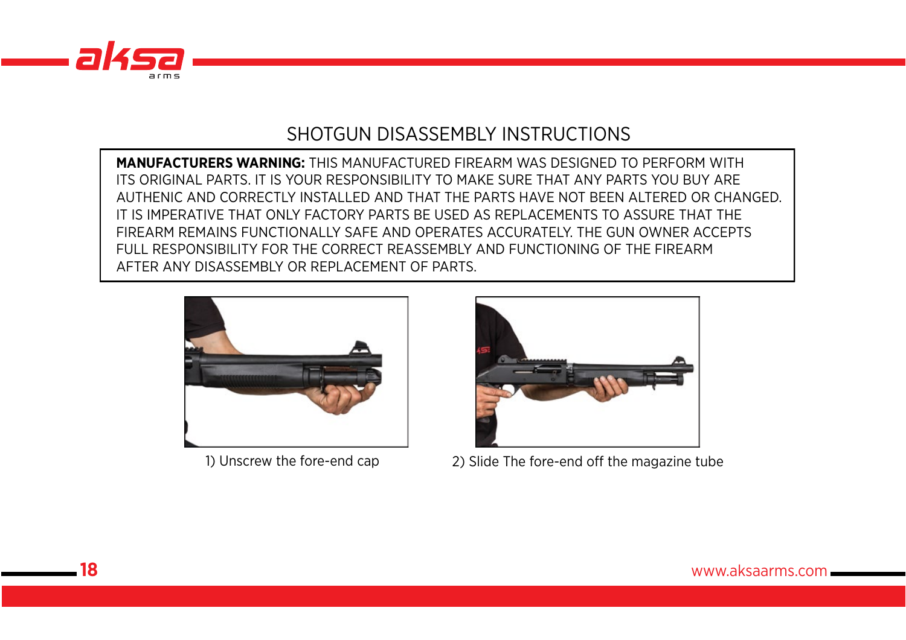# SHOTGUN DISASSEMBLY INSTRUCTIONS

**MANUFACTURERS WARNING:** THIS MANUFACTURED FIREARM WAS DESIGNED TO PERFORM WITH ITS ORIGINAL PARTS. IT IS YOUR RESPONSIBILITY TO MAKE SURE THAT ANY PARTS YOU BUY ARE AUTHENIC AND CORRECTLY INSTALLED AND THAT THE PARTS HAVE NOT BEEN ALTERED OR CHANGED. IT IS IMPERATIVE THAT ONLY FACTORY PARTS BE USED AS REPLACEMENTS TO ASSURE THAT THE FIREARM REMAINS FUNCTIONALLY SAFE AND OPERATES ACCURATELY. THE GUN OWNER ACCEPTS FULL RESPONSIBILITY FOR THE CORRECT REASSEMBLY AND FUNCTIONING OF THE FIREARM AFTER ANY DISASSEMBLY OR REPLACEMENT OF PARTS.

1) Unscrew the fore-end cap

2) Slide The fore-end off the magazine tube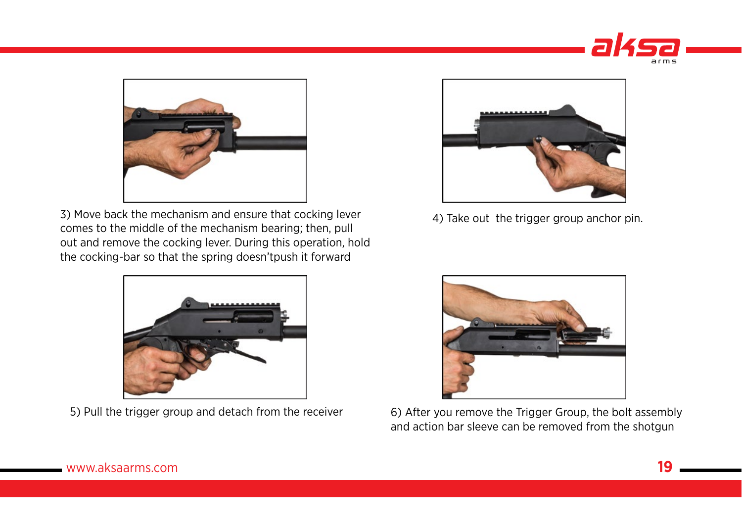3) Move back the mechanism and ensure that cocking lever comes to the middle of the mechanism bearing; then, pull out and remove the cocking lever. During this operation, hold the cocking-bar so that the spring doesn'tpush it forward

4) Take out  the trigger group anchor pin.

5) Pull the trigger group and detach from the receiver

6) After you remove the Trigger Group, the bolt assembly and action bar sleeve can be removed from the shotgun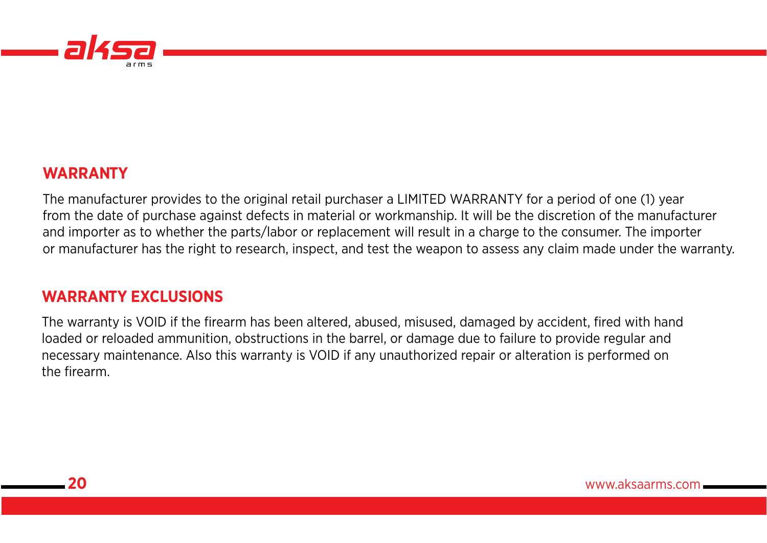## WARRANTY

The manufacturer provides to the original retail purchaser a LIMITED WARRANTY for a period of one (1) year from the date of purchase against defects in material or workmanship. It will be the discretion of the manufacturer and importer as to whether the parts/labor or replacement will result in a charge to the consumer. The importer or manufacturer has the right to research, inspect, and test the weapon to assess any claim made under the warranty.

## WARRANTY EXCLUSIONS

The warranty is VOID if the firearm has been altered, abused, misused, damaged by accident, fired with hand loaded or reloaded ammunition, obstructions in the barrel, or damage due to failure to provide regular and necessary maintenance. Also this warranty is VOID if any unauthorized repair or alteration is performed on the firearm.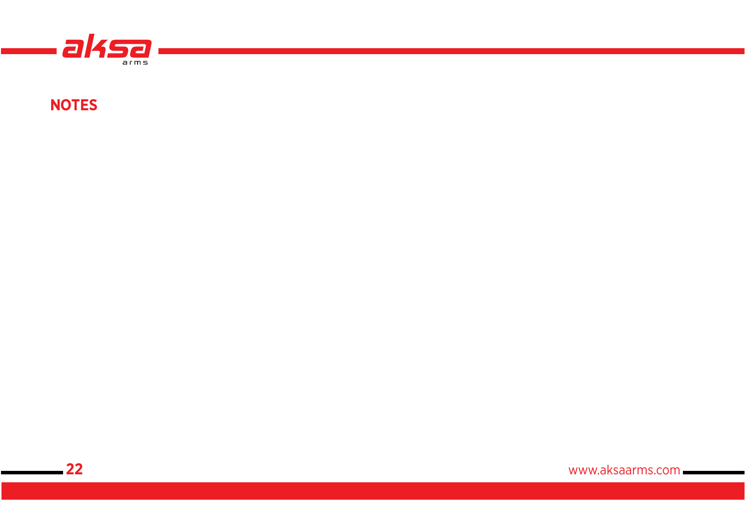## NOTES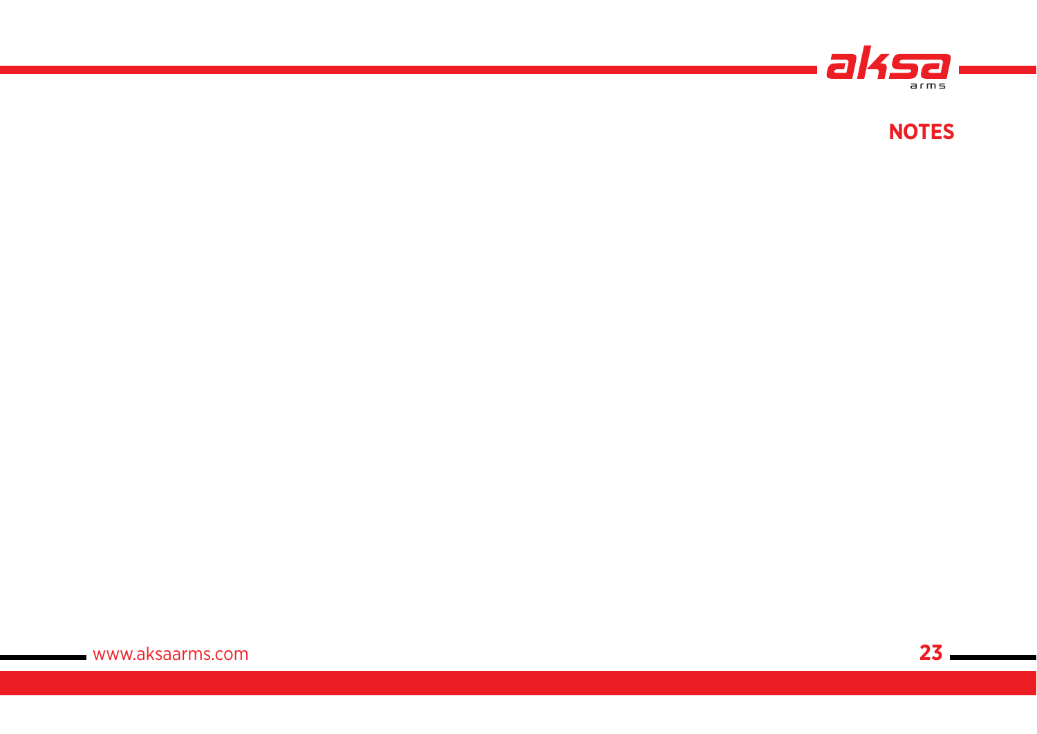## NOTES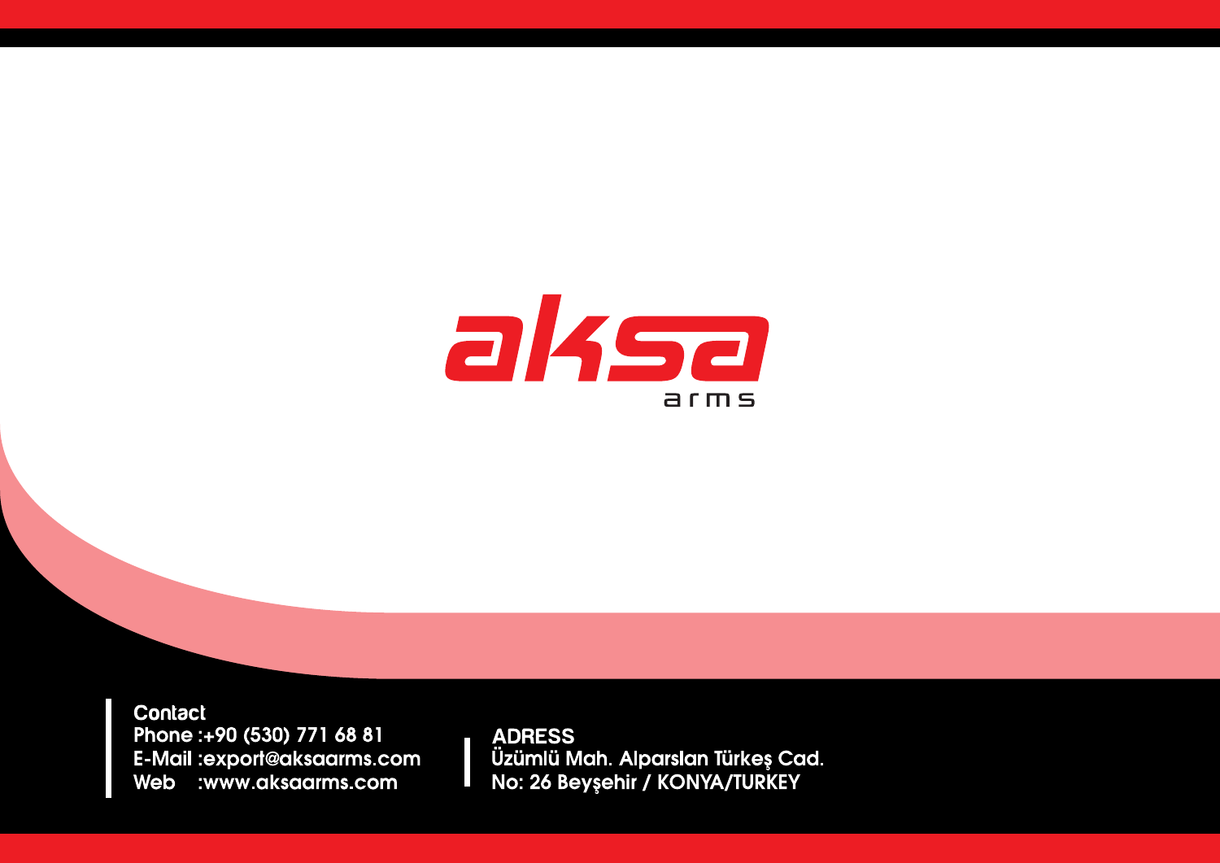aksa

arms

**Contact**
Phone :+90 (530) 771 68 81
E-Mail :export@aksaarms.com
Web :www.aksaarms.com

**ADRESS**
Üzümlü Mah. Alparslan Türkeş Cad.
No: 26 Beyşehir / KONYA/TURKEY